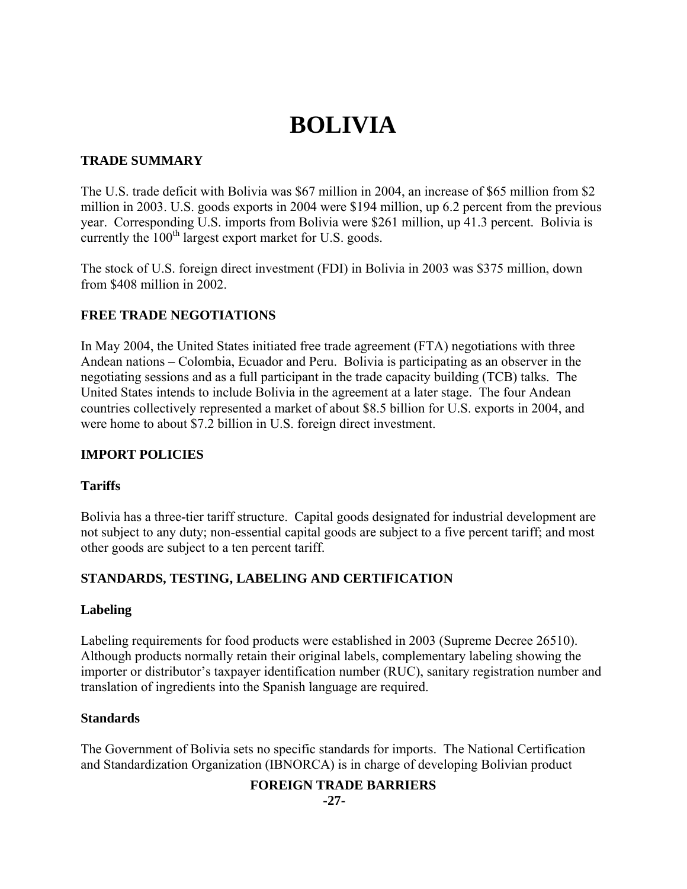# BOLIVIA

## TRADE SUMMARY

The U.S. trade deficit with Bolivia was $67 million in 2004, an increase of $65 million from $2 million in 2003. U.S. goods exports in 2004 were $194 million, up 6.2 percent from the previous year. Corresponding U.S. imports from Bolivia were $261 million, up 41.3 percent. Bolivia is currently the 100th largest export market for U.S. goods.

The stock of U.S. foreign direct investment (FDI) in Bolivia in 2003 was $375 million, down from $408 million in 2002.

## FREE TRADE NEGOTIATIONS

In May 2004, the United States initiated free trade agreement (FTA) negotiations with three Andean nations – Colombia, Ecuador and Peru. Bolivia is participating as an observer in the negotiating sessions and as a full participant in the trade capacity building (TCB) talks. The United States intends to include Bolivia in the agreement at a later stage. The four Andean countries collectively represented a market of about $8.5 billion for U.S. exports in 2004, and were home to about $7.2 billion in U.S. foreign direct investment.

## IMPORT POLICIES

### Tariffs

Bolivia has a three-tier tariff structure. Capital goods designated for industrial development are not subject to any duty; non-essential capital goods are subject to a five percent tariff; and most other goods are subject to a ten percent tariff.

## STANDARDS, TESTING, LABELING AND CERTIFICATION

### Labeling

Labeling requirements for food products were established in 2003 (Supreme Decree 26510). Although products normally retain their original labels, complementary labeling showing the importer or distributor's taxpayer identification number (RUC), sanitary registration number and translation of ingredients into the Spanish language are required.

### Standards

The Government of Bolivia sets no specific standards for imports. The National Certification and Standardization Organization (IBNORCA) is in charge of developing Bolivian product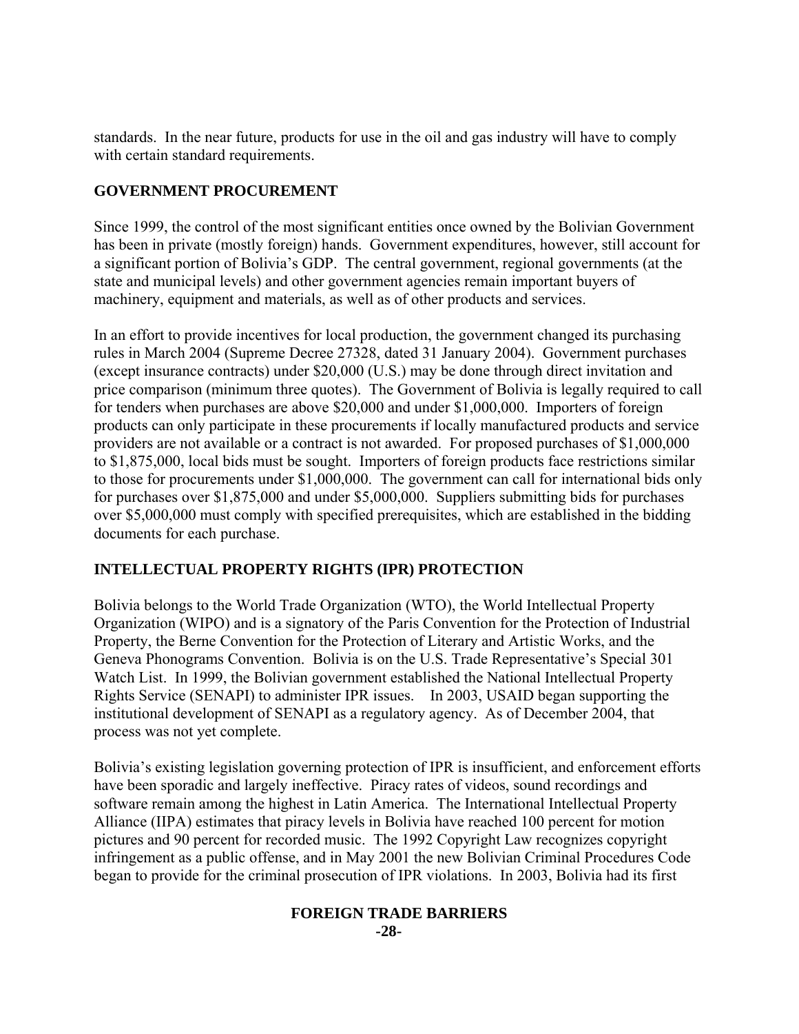standards. In the near future, products for use in the oil and gas industry will have to comply with certain standard requirements.

## GOVERNMENT PROCUREMENT

Since 1999, the control of the most significant entities once owned by the Bolivian Government has been in private (mostly foreign) hands. Government expenditures, however, still account for a significant portion of Bolivia's GDP. The central government, regional governments (at the state and municipal levels) and other government agencies remain important buyers of machinery, equipment and materials, as well as of other products and services.

In an effort to provide incentives for local production, the government changed its purchasing rules in March 2004 (Supreme Decree 27328, dated 31 January 2004). Government purchases (except insurance contracts) under $20,000 (U.S.) may be done through direct invitation and price comparison (minimum three quotes). The Government of Bolivia is legally required to call for tenders when purchases are above $20,000 and under $1,000,000. Importers of foreign products can only participate in these procurements if locally manufactured products and service providers are not available or a contract is not awarded. For proposed purchases of $1,000,000 to $1,875,000, local bids must be sought. Importers of foreign products face restrictions similar to those for procurements under $1,000,000. The government can call for international bids only for purchases over $1,875,000 and under $5,000,000. Suppliers submitting bids for purchases over $5,000,000 must comply with specified prerequisites, which are established in the bidding documents for each purchase.

## INTELLECTUAL PROPERTY RIGHTS (IPR) PROTECTION

Bolivia belongs to the World Trade Organization (WTO), the World Intellectual Property Organization (WIPO) and is a signatory of the Paris Convention for the Protection of Industrial Property, the Berne Convention for the Protection of Literary and Artistic Works, and the Geneva Phonograms Convention. Bolivia is on the U.S. Trade Representative's Special 301 Watch List. In 1999, the Bolivian government established the National Intellectual Property Rights Service (SENAPI) to administer IPR issues. In 2003, USAID began supporting the institutional development of SENAPI as a regulatory agency. As of December 2004, that process was not yet complete.

Bolivia's existing legislation governing protection of IPR is insufficient, and enforcement efforts have been sporadic and largely ineffective. Piracy rates of videos, sound recordings and software remain among the highest in Latin America. The International Intellectual Property Alliance (IIPA) estimates that piracy levels in Bolivia have reached 100 percent for motion pictures and 90 percent for recorded music. The 1992 Copyright Law recognizes copyright infringement as a public offense, and in May 2001 the new Bolivian Criminal Procedures Code began to provide for the criminal prosecution of IPR violations. In 2003, Bolivia had its first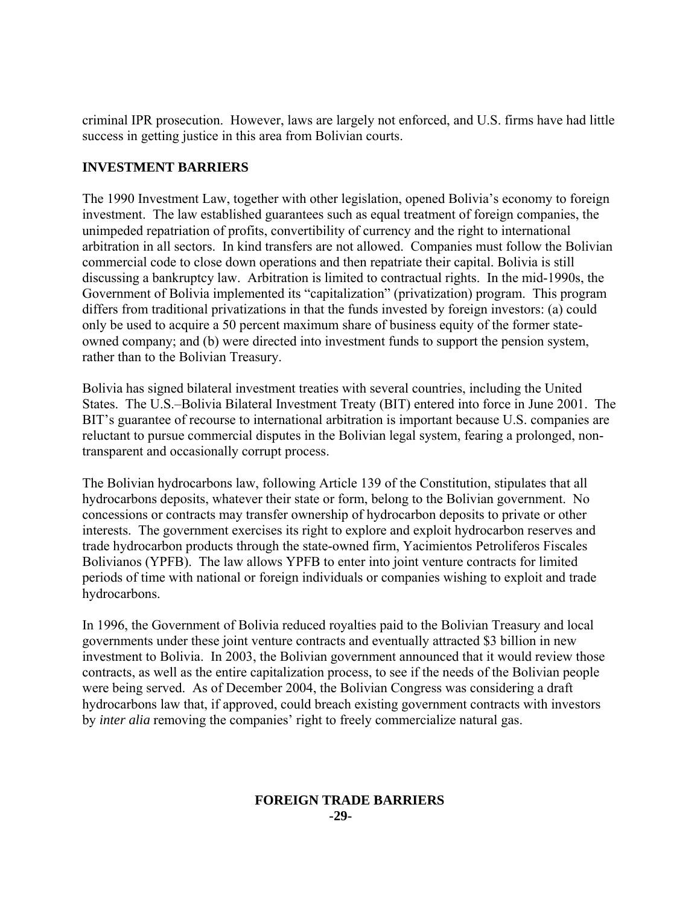criminal IPR prosecution. However, laws are largely not enforced, and U.S. firms have had little success in getting justice in this area from Bolivian courts.

## INVESTMENT BARRIERS

The 1990 Investment Law, together with other legislation, opened Bolivia's economy to foreign investment. The law established guarantees such as equal treatment of foreign companies, the unimpeded repatriation of profits, convertibility of currency and the right to international arbitration in all sectors. In kind transfers are not allowed. Companies must follow the Bolivian commercial code to close down operations and then repatriate their capital. Bolivia is still discussing a bankruptcy law. Arbitration is limited to contractual rights. In the mid-1990s, the Government of Bolivia implemented its "capitalization" (privatization) program. This program differs from traditional privatizations in that the funds invested by foreign investors: (a) could only be used to acquire a 50 percent maximum share of business equity of the former state-owned company; and (b) were directed into investment funds to support the pension system, rather than to the Bolivian Treasury.

Bolivia has signed bilateral investment treaties with several countries, including the United States. The U.S.–Bolivia Bilateral Investment Treaty (BIT) entered into force in June 2001. The BIT's guarantee of recourse to international arbitration is important because U.S. companies are reluctant to pursue commercial disputes in the Bolivian legal system, fearing a prolonged, non-transparent and occasionally corrupt process.

The Bolivian hydrocarbons law, following Article 139 of the Constitution, stipulates that all hydrocarbons deposits, whatever their state or form, belong to the Bolivian government. No concessions or contracts may transfer ownership of hydrocarbon deposits to private or other interests. The government exercises its right to explore and exploit hydrocarbon reserves and trade hydrocarbon products through the state-owned firm, Yacimientos Petroliferos Fiscales Bolivianos (YPFB). The law allows YPFB to enter into joint venture contracts for limited periods of time with national or foreign individuals or companies wishing to exploit and trade hydrocarbons.

In 1996, the Government of Bolivia reduced royalties paid to the Bolivian Treasury and local governments under these joint venture contracts and eventually attracted $3 billion in new investment to Bolivia. In 2003, the Bolivian government announced that it would review those contracts, as well as the entire capitalization process, to see if the needs of the Bolivian people were being served. As of December 2004, the Bolivian Congress was considering a draft hydrocarbons law that, if approved, could breach existing government contracts with investors by *inter alia* removing the companies' right to freely commercialize natural gas.